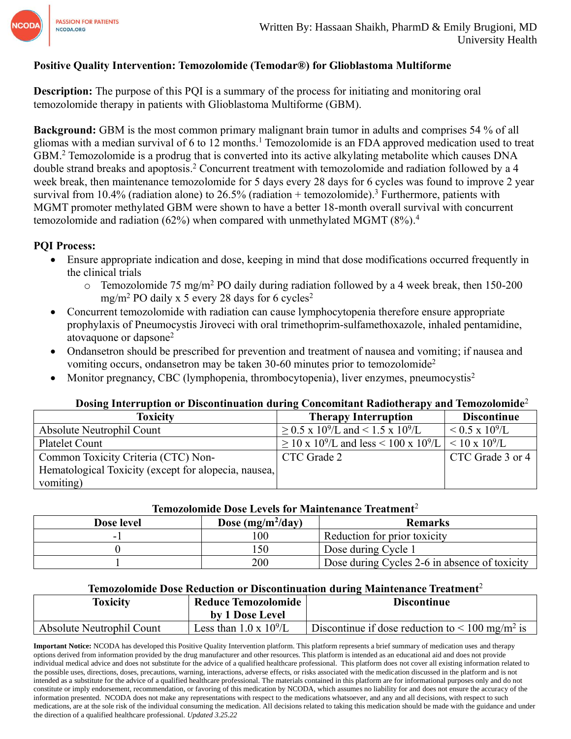Written By: Hassaan Shaikh, PharmD & Emily Brugioni, MD
University Health

## Positive Quality Intervention: Temozolomide (Temodar®) for Glioblastoma Multiforme

**Description:** The purpose of this PQI is a summary of the process for initiating and monitoring oral temozolomide therapy in patients with Glioblastoma Multiforme (GBM).

**Background:** GBM is the most common primary malignant brain tumor in adults and comprises 54 % of all gliomas with a median survival of 6 to 12 months.[1] Temozolomide is an FDA approved medication used to treat GBM.[2] Temozolomide is a prodrug that is converted into its active alkylating metabolite which causes DNA double strand breaks and apoptosis.[2] Concurrent treatment with temozolomide and radiation followed by a 4 week break, then maintenance temozolomide for 5 days every 28 days for 6 cycles was found to improve 2 year survival from 10.4% (radiation alone) to 26.5% (radiation + temozolomide).[3] Furthermore, patients with MGMT promoter methylated GBM were shown to have a better 18-month overall survival with concurrent temozolomide and radiation (62%) when compared with unmethylated MGMT (8%).[4]

**PQI Process:**

- Ensure appropriate indication and dose, keeping in mind that dose modifications occurred frequently in the clinical trials
  - Temozolomide 75 mg/m$^2$ PO daily during radiation followed by a 4 week break, then 150-200 mg/m$^2$ PO daily x 5 every 28 days for 6 cycles[2]
- Concurrent temozolomide with radiation can cause lymphocytopenia therefore ensure appropriate prophylaxis of Pneumocystis Jiroveci with oral trimethoprim-sulfamethoxazole, inhaled pentamidine, atovaquone or dapsone[2]
- Ondansetron should be prescribed for prevention and treatment of nausea and vomiting; if nausea and vomiting occurs, ondansetron may be taken 30-60 minutes prior to temozolomide[2]
- Monitor pregnancy, CBC (lymphopenia, thrombocytopenia), liver enzymes, pneumocystis[2]

**Dosing Interruption or Discontinuation during Concomitant Radiotherapy and Temozolomide[2]**

| Toxicity | Therapy Interruption | Discontinue |
|---|---|---|
| Absolute Neutrophil Count | $\geq$ 0.5 x $10^9$/L and < 1.5 x $10^9$/L | < 0.5 x $10^9$/L |
| Platelet Count | $\geq$ 10 x $10^9$/L and less < 100 x $10^9$/L | < 10 x $10^9$/L |
| Common Toxicity Criteria (CTC) Non-Hematological Toxicity (except for alopecia, nausea, vomiting) | CTC Grade 2 | CTC Grade 3 or 4 |

**Temozolomide Dose Levels for Maintenance Treatment[2]**

| Dose level | Dose (mg/m$^2$/day) | Remarks |
|---|---|---|
| -1 | 100 | Reduction for prior toxicity |
| 0 | 150 | Dose during Cycle 1 |
| 1 | 200 | Dose during Cycles 2-6 in absence of toxicity |

**Temozolomide Dose Reduction or Discontinuation during Maintenance Treatment[2]**

| Toxicity | Reduce Temozolomide by 1 Dose Level | Discontinue |
|---|---|---|
| Absolute Neutrophil Count | Less than 1.0 x $10^9$/L | Discontinue if dose reduction to < 100 mg/m$^2$ is |

**Important Notice:** NCODA has developed this Positive Quality Intervention platform. This platform represents a brief summary of medication uses and therapy options derived from information provided by the drug manufacturer and other resources. This platform is intended as an educational aid and does not provide individual medical advice and does not substitute for the advice of a qualified healthcare professional. This platform does not cover all existing information related to the possible uses, directions, doses, precautions, warning, interactions, adverse effects, or risks associated with the medication discussed in the platform and is not intended as a substitute for the advice of a qualified healthcare professional. The materials contained in this platform are for informational purposes only and do not constitute or imply endorsement, recommendation, or favoring of this medication by NCODA, which assumes no liability for and does not ensure the accuracy of the information presented. NCODA does not make any representations with respect to the medications whatsoever, and any and all decisions, with respect to such medications, are at the sole risk of the individual consuming the medication. All decisions related to taking this medication should be made with the guidance and under the direction of a qualified healthcare professional. *Updated 3.25.22*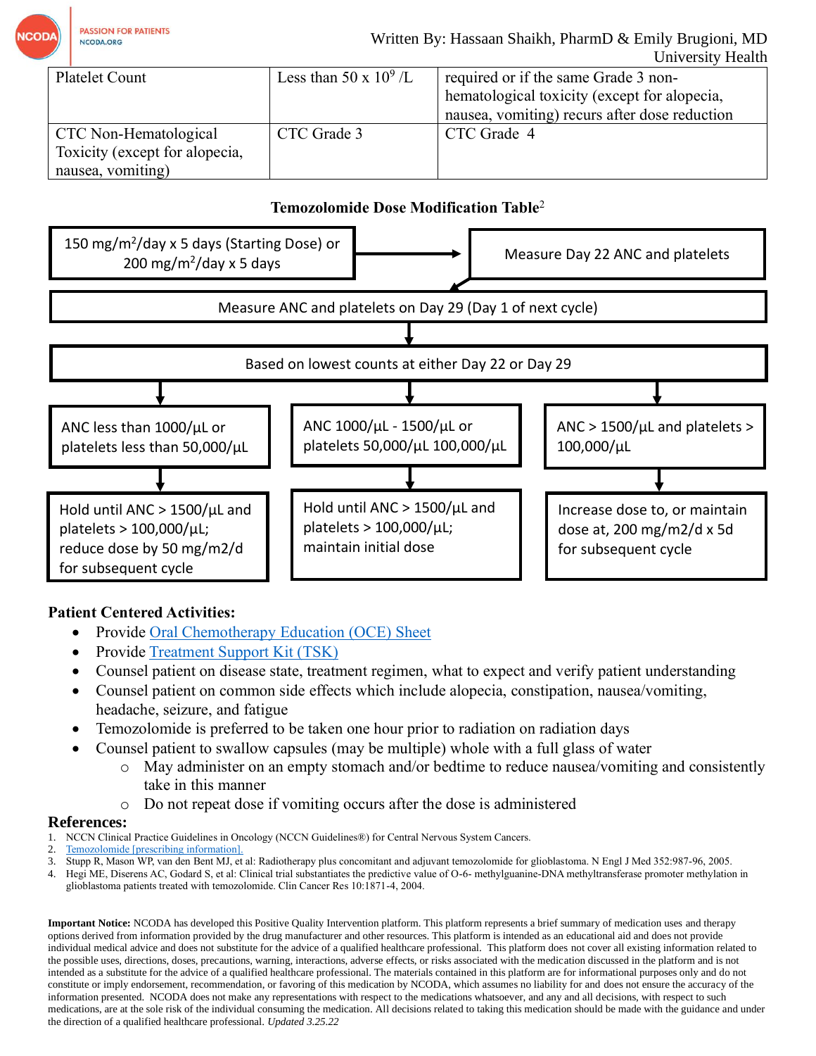| | | |
|---|---|---|
| Platelet Count | Less than $50 \times 10^9$ /L | required or if the same Grade 3 non-hematological toxicity (except for alopecia, nausea, vomiting) recurs after dose reduction |
| CTC Non-Hematological Toxicity (except for alopecia, nausea, vomiting) | CTC Grade 3 | CTC Grade 4 |

**Temozolomide Dose Modification Table**[2]

150 mg/m$^2$/day x 5 days (Starting Dose) or 200 mg/m$^2$/day x 5 days

Measure Day 22 ANC and platelets

Measure ANC and platelets on Day 29 (Day 1 of next cycle)

Based on lowest counts at either Day 22 or Day 29

ANC less than 1000/µL or platelets less than 50,000/µL

Hold until ANC > 1500/µL and platelets > 100,000/µL; reduce dose by 50 mg/m2/d for subsequent cycle

ANC 1000/µL - 1500/µL or platelets 50,000/µL 100,000/µL

Hold until ANC > 1500/µL and platelets > 100,000/µL; maintain initial dose

ANC > 1500/µL and platelets > 100,000/µL

Increase dose to, or maintain dose at, 200 mg/m2/d x 5d for subsequent cycle

**Patient Centered Activities:**

- Provide Oral Chemotherapy Education (OCE) Sheet
- Provide Treatment Support Kit (TSK)
- Counsel patient on disease state, treatment regimen, what to expect and verify patient understanding
- Counsel patient on common side effects which include alopecia, constipation, nausea/vomiting, headache, seizure, and fatigue
- Temozolomide is preferred to be taken one hour prior to radiation on radiation days
- Counsel patient to swallow capsules (may be multiple) whole with a full glass of water
  - May administer on an empty stomach and/or bedtime to reduce nausea/vomiting and consistently take in this manner
  - Do not repeat dose if vomiting occurs after the dose is administered

**References:**

1. NCCN Clinical Practice Guidelines in Oncology (NCCN Guidelines®) for Central Nervous System Cancers.
2. Temozolomide [prescribing information].
3. Stupp R, Mason WP, van den Bent MJ, et al: Radiotherapy plus concomitant and adjuvant temozolomide for glioblastoma. N Engl J Med 352:987-96, 2005.
4. Hegi ME, Diserens AC, Godard S, et al: Clinical trial substantiates the predictive value of O-6- methylguanine-DNA methyltransferase promoter methylation in glioblastoma patients treated with temozolomide. Clin Cancer Res 10:1871-4, 2004.

**Important Notice:** NCODA has developed this Positive Quality Intervention platform. This platform represents a brief summary of medication uses and therapy options derived from information provided by the drug manufacturer and other resources. This platform is intended as an educational aid and does not provide individual medical advice and does not substitute for the advice of a qualified healthcare professional. This platform does not cover all existing information related to the possible uses, directions, doses, precautions, warning, interactions, adverse effects, or risks associated with the medication discussed in the platform and is not intended as a substitute for the advice of a qualified healthcare professional. The materials contained in this platform are for informational purposes only and do not constitute or imply endorsement, recommendation, or favoring of this medication by NCODA, which assumes no liability for and does not ensure the accuracy of the information presented. NCODA does not make any representations with respect to the medications whatsoever, and any and all decisions, with respect to such medications, are at the sole risk of the individual consuming the medication. All decisions related to taking this medication should be made with the guidance and under the direction of a qualified healthcare professional. *Updated 3.25.22*